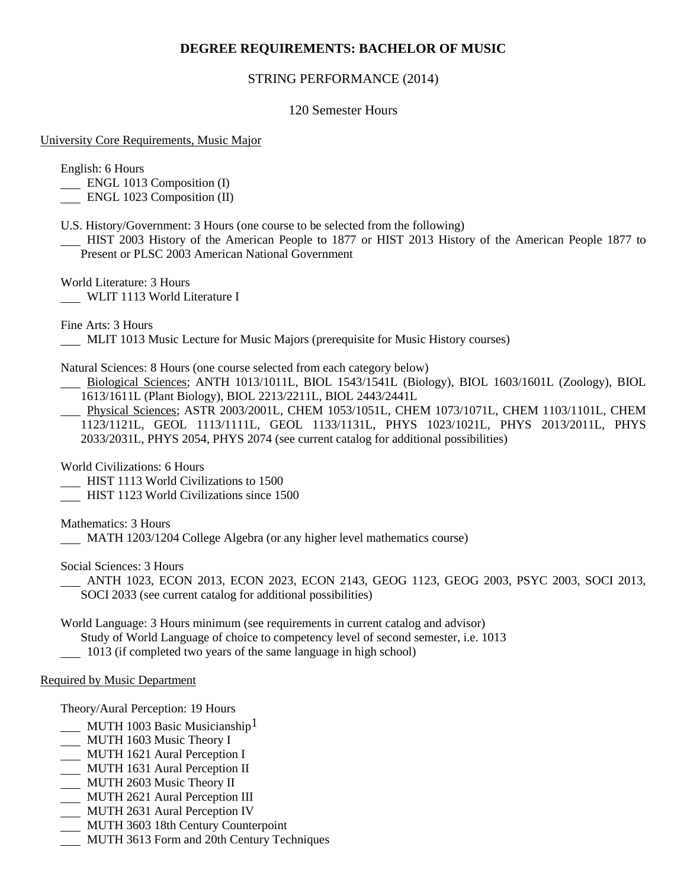# DEGREE REQUIREMENTS: BACHELOR OF MUSIC

STRING PERFORMANCE (2014)

120 Semester Hours

<u>University Core Requirements, Music Major</u>

English: 6 Hours
___ ENGL 1013 Composition (I)
___ ENGL 1023 Composition (II)

U.S. History/Government: 3 Hours (one course to be selected from the following)
___ HIST 2003 History of the American People to 1877 or HIST 2013 History of the American People 1877 to Present or PLSC 2003 American National Government

World Literature: 3 Hours
___ WLIT 1113 World Literature I

Fine Arts: 3 Hours
___ MLIT 1013 Music Lecture for Music Majors (prerequisite for Music History courses)

Natural Sciences: 8 Hours (one course selected from each category below)
___ <u>Biological Sciences</u>; ANTH 1013/1011L, BIOL 1543/1541L (Biology), BIOL 1603/1601L (Zoology), BIOL 1613/1611L (Plant Biology), BIOL 2213/2211L, BIOL 2443/2441L
___ <u>Physical Sciences</u>; ASTR 2003/2001L, CHEM 1053/1051L, CHEM 1073/1071L, CHEM 1103/1101L, CHEM 1123/1121L, GEOL 1113/1111L, GEOL 1133/1131L, PHYS 1023/1021L, PHYS 2013/2011L, PHYS 2033/2031L, PHYS 2054, PHYS 2074 (see current catalog for additional possibilities)

World Civilizations: 6 Hours
___ HIST 1113 World Civilizations to 1500
___ HIST 1123 World Civilizations since 1500

Mathematics: 3 Hours
___ MATH 1203/1204 College Algebra (or any higher level mathematics course)

Social Sciences: 3 Hours
___ ANTH 1023, ECON 2013, ECON 2023, ECON 2143, GEOG 1123, GEOG 2003, PSYC 2003, SOCI 2013, SOCI 2033 (see current catalog for additional possibilities)

World Language: 3 Hours minimum (see requirements in current catalog and advisor)
Study of World Language of choice to competency level of second semester, i.e. 1013
___ 1013 (if completed two years of the same language in high school)

<u>Required by Music Department</u>

Theory/Aural Perception: 19 Hours
___ MUTH 1003 Basic Musicianship[1]
___ MUTH 1603 Music Theory I
___ MUTH 1621 Aural Perception I
___ MUTH 1631 Aural Perception II
___ MUTH 2603 Music Theory II
___ MUTH 2621 Aural Perception III
___ MUTH 2631 Aural Perception IV
___ MUTH 3603 18th Century Counterpoint
___ MUTH 3613 Form and 20th Century Techniques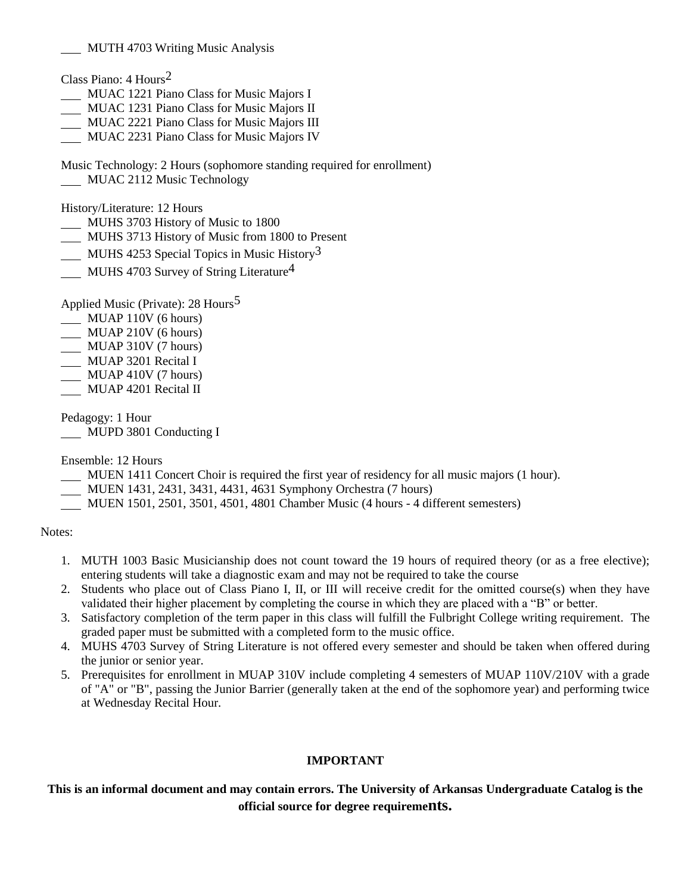___ MUTH 4703 Writing Music Analysis

Class Piano: 4 Hours[2]

___ MUAC 1221 Piano Class for Music Majors I
___ MUAC 1231 Piano Class for Music Majors II
___ MUAC 2221 Piano Class for Music Majors III
___ MUAC 2231 Piano Class for Music Majors IV

Music Technology: 2 Hours (sophomore standing required for enrollment)

___ MUAC 2112 Music Technology

History/Literature: 12 Hours

___ MUHS 3703 History of Music to 1800
___ MUHS 3713 History of Music from 1800 to Present
___ MUHS 4253 Special Topics in Music History[3]
___ MUHS 4703 Survey of String Literature[4]

Applied Music (Private): 28 Hours[5]

___ MUAP 110V (6 hours)
___ MUAP 210V (6 hours)
___ MUAP 310V (7 hours)
___ MUAP 3201 Recital I
___ MUAP 410V (7 hours)
___ MUAP 4201 Recital II

Pedagogy: 1 Hour

___ MUPD 3801 Conducting I

Ensemble: 12 Hours

___ MUEN 1411 Concert Choir is required the first year of residency for all music majors (1 hour).
___ MUEN 1431, 2431, 3431, 4431, 4631 Symphony Orchestra (7 hours)
___ MUEN 1501, 2501, 3501, 4501, 4801 Chamber Music (4 hours - 4 different semesters)

Notes:

1. MUTH 1003 Basic Musicianship does not count toward the 19 hours of required theory (or as a free elective); entering students will take a diagnostic exam and may not be required to take the course
2. Students who place out of Class Piano I, II, or III will receive credit for the omitted course(s) when they have validated their higher placement by completing the course in which they are placed with a "B" or better.
3. Satisfactory completion of the term paper in this class will fulfill the Fulbright College writing requirement. The graded paper must be submitted with a completed form to the music office.
4. MUHS 4703 Survey of String Literature is not offered every semester and should be taken when offered during the junior or senior year.
5. Prerequisites for enrollment in MUAP 310V include completing 4 semesters of MUAP 110V/210V with a grade of "A" or "B", passing the Junior Barrier (generally taken at the end of the sophomore year) and performing twice at Wednesday Recital Hour.

**IMPORTANT**

**This is an informal document and may contain errors. The University of Arkansas Undergraduate Catalog is the official source for degree requirements.**